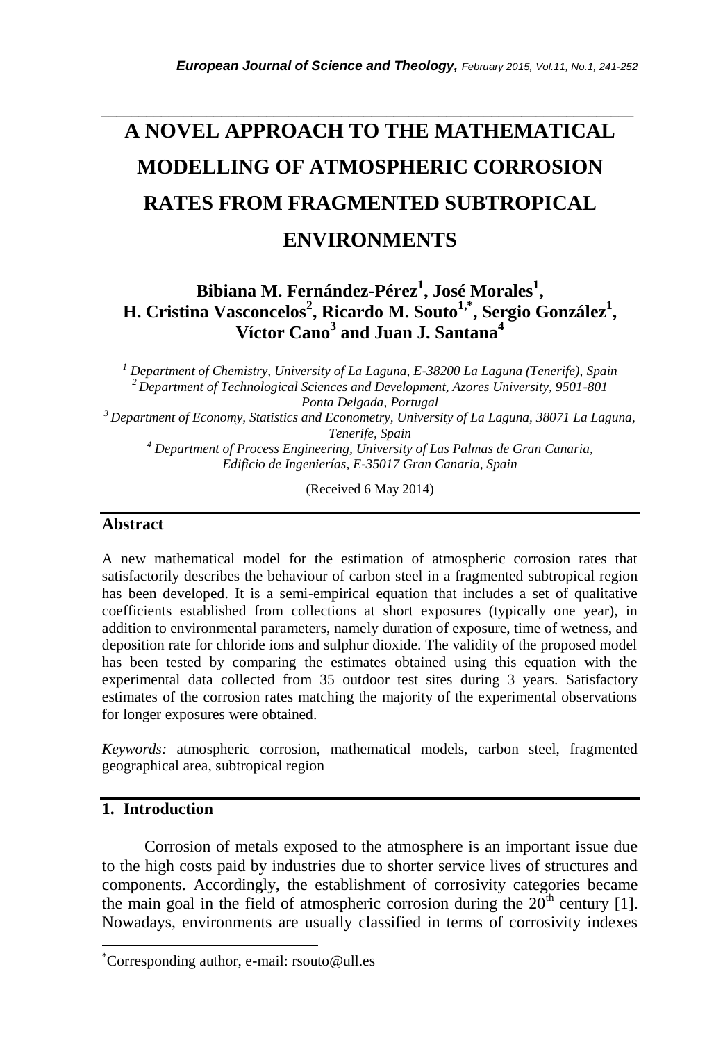# A NOVEL APPROACH TO THE MATHEMATICAL MODELLING OF ATMOSPHERIC CORROSION RATES FROM FRAGMENTED SUBTROPICAL ENVIRONMENTS

**Bibiana M. Fernández-Pérez[1], José Morales[1], H. Cristina Vasconcelos[2], Ricardo M. Souto[1,*], Sergio González[1], Víctor Cano[3] and Juan J. Santana[4]**

*[1] Department of Chemistry, University of La Laguna, E-38200 La Laguna (Tenerife), Spain*
*[2] Department of Technological Sciences and Development, Azores University, 9501-801 Ponta Delgada, Portugal*
*[3] Department of Economy, Statistics and Econometry, University of La Laguna, 38071 La Laguna, Tenerife, Spain*
*[4] Department of Process Engineering, University of Las Palmas de Gran Canaria, Edificio de Ingenierías, E-35017 Gran Canaria, Spain*

(Received 6 May 2014)

## Abstract

A new mathematical model for the estimation of atmospheric corrosion rates that satisfactorily describes the behaviour of carbon steel in a fragmented subtropical region has been developed. It is a semi-empirical equation that includes a set of qualitative coefficients established from collections at short exposures (typically one year), in addition to environmental parameters, namely duration of exposure, time of wetness, and deposition rate for chloride ions and sulphur dioxide. The validity of the proposed model has been tested by comparing the estimates obtained using this equation with the experimental data collected from 35 outdoor test sites during 3 years. Satisfactory estimates of the corrosion rates matching the majority of the experimental observations for longer exposures were obtained.

*Keywords:* atmospheric corrosion, mathematical models, carbon steel, fragmented geographical area, subtropical region

## 1. Introduction

Corrosion of metals exposed to the atmosphere is an important issue due to the high costs paid by industries due to shorter service lives of structures and components. Accordingly, the establishment of corrosivity categories became the main goal in the field of atmospheric corrosion during the 20[th] century [1]. Nowadays, environments are usually classified in terms of corrosivity indexes

---

[*] Corresponding author, e-mail: rsouto@ull.es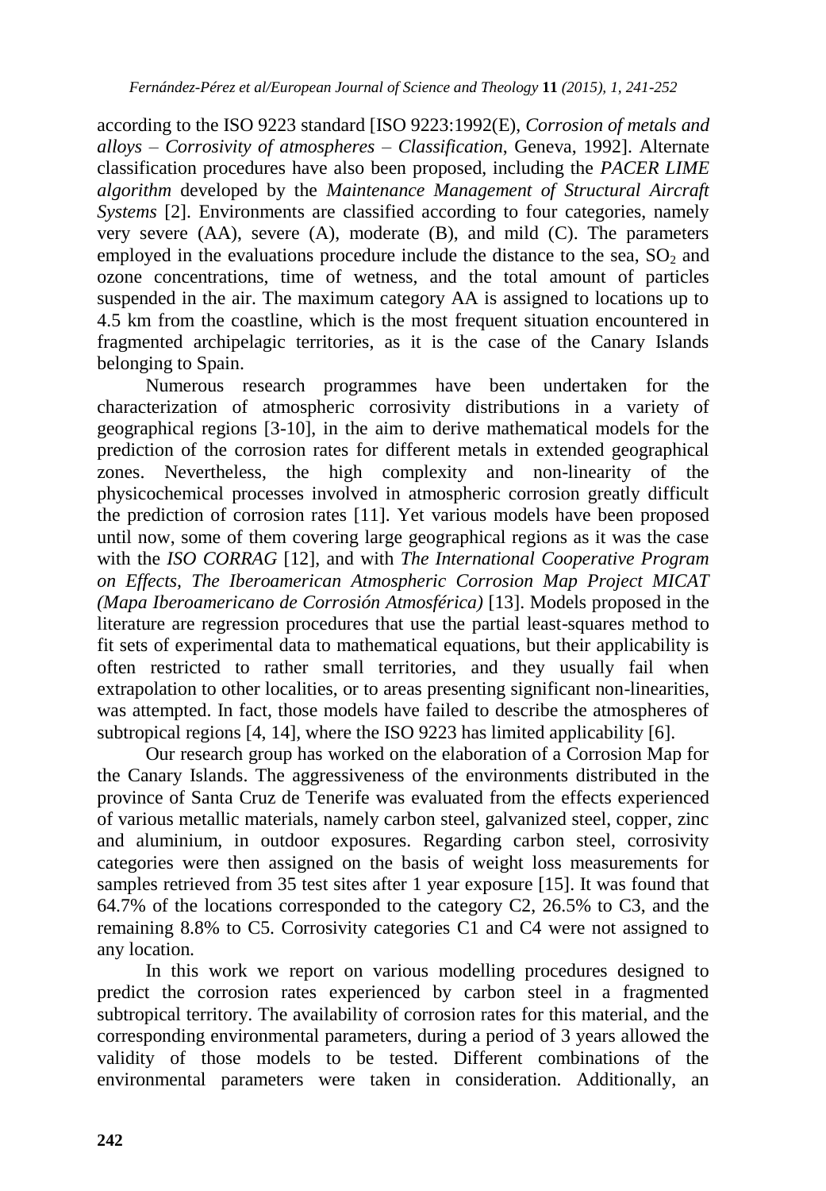according to the ISO 9223 standard [ISO 9223:1992(E), *Corrosion of metals and alloys – Corrosivity of atmospheres – Classification*, Geneva, 1992]. Alternate classification procedures have also been proposed, including the *PACER LIME algorithm* developed by the *Maintenance Management of Structural Aircraft Systems* [2]. Environments are classified according to four categories, namely very severe (AA), severe (A), moderate (B), and mild (C). The parameters employed in the evaluations procedure include the distance to the sea, $SO_2$ and ozone concentrations, time of wetness, and the total amount of particles suspended in the air. The maximum category AA is assigned to locations up to 4.5 km from the coastline, which is the most frequent situation encountered in fragmented archipelagic territories, as it is the case of the Canary Islands belonging to Spain.

Numerous research programmes have been undertaken for the characterization of atmospheric corrosivity distributions in a variety of geographical regions [3-10], in the aim to derive mathematical models for the prediction of the corrosion rates for different metals in extended geographical zones. Nevertheless, the high complexity and non-linearity of the physicochemical processes involved in atmospheric corrosion greatly difficult the prediction of corrosion rates [11]. Yet various models have been proposed until now, some of them covering large geographical regions as it was the case with the *ISO CORRAG* [12], and with *The International Cooperative Program on Effects, The Iberoamerican Atmospheric Corrosion Map Project MICAT (Mapa Iberoamericano de Corrosión Atmosférica)* [13]. Models proposed in the literature are regression procedures that use the partial least-squares method to fit sets of experimental data to mathematical equations, but their applicability is often restricted to rather small territories, and they usually fail when extrapolation to other localities, or to areas presenting significant non-linearities, was attempted. In fact, those models have failed to describe the atmospheres of subtropical regions [4, 14], where the ISO 9223 has limited applicability [6].

Our research group has worked on the elaboration of a Corrosion Map for the Canary Islands. The aggressiveness of the environments distributed in the province of Santa Cruz de Tenerife was evaluated from the effects experienced of various metallic materials, namely carbon steel, galvanized steel, copper, zinc and aluminium, in outdoor exposures. Regarding carbon steel, corrosivity categories were then assigned on the basis of weight loss measurements for samples retrieved from 35 test sites after 1 year exposure [15]. It was found that 64.7% of the locations corresponded to the category C2, 26.5% to C3, and the remaining 8.8% to C5. Corrosivity categories C1 and C4 were not assigned to any location.

In this work we report on various modelling procedures designed to predict the corrosion rates experienced by carbon steel in a fragmented subtropical territory. The availability of corrosion rates for this material, and the corresponding environmental parameters, during a period of 3 years allowed the validity of those models to be tested. Different combinations of the environmental parameters were taken in consideration. Additionally, an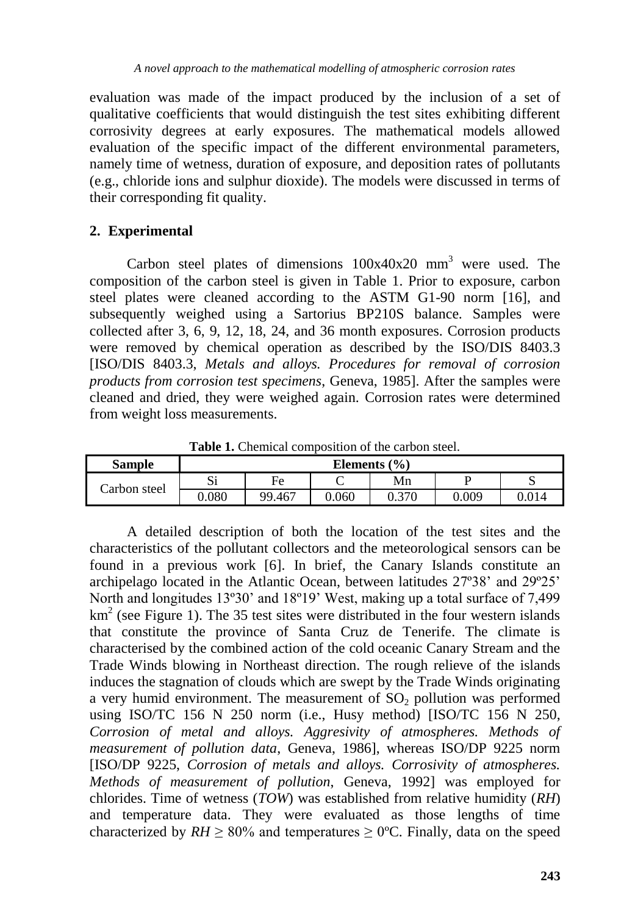evaluation was made of the impact produced by the inclusion of a set of qualitative coefficients that would distinguish the test sites exhibiting different corrosivity degrees at early exposures. The mathematical models allowed evaluation of the specific impact of the different environmental parameters, namely time of wetness, duration of exposure, and deposition rates of pollutants (e.g., chloride ions and sulphur dioxide). The models were discussed in terms of their corresponding fit quality.

## 2. Experimental

Carbon steel plates of dimensions 100x40x20 mm$^3$ were used. The composition of the carbon steel is given in Table 1. Prior to exposure, carbon steel plates were cleaned according to the ASTM G1-90 norm [16], and subsequently weighed using a Sartorius BP210S balance. Samples were collected after 3, 6, 9, 12, 18, 24, and 36 month exposures. Corrosion products were removed by chemical operation as described by the ISO/DIS 8403.3 [ISO/DIS 8403.3, *Metals and alloys. Procedures for removal of corrosion products from corrosion test specimens*, Geneva, 1985]. After the samples were cleaned and dried, they were weighed again. Corrosion rates were determined from weight loss measurements.

**Table 1.** Chemical composition of the carbon steel.

| Sample | Elements (%) | | | | | |
|---|---|---|---|---|---|---|
| | Si | Fe | C | Mn | P | S |
| Carbon steel | 0.080 | 99.467 | 0.060 | 0.370 | 0.009 | 0.014 |

A detailed description of both the location of the test sites and the characteristics of the pollutant collectors and the meteorological sensors can be found in a previous work [6]. In brief, the Canary Islands constitute an archipelago located in the Atlantic Ocean, between latitudes 27º38' and 29º25' North and longitudes 13º30' and 18º19' West, making up a total surface of 7,499 km$^2$ (see Figure 1). The 35 test sites were distributed in the four western islands that constitute the province of Santa Cruz de Tenerife. The climate is characterised by the combined action of the cold oceanic Canary Stream and the Trade Winds blowing in Northeast direction. The rough relieve of the islands induces the stagnation of clouds which are swept by the Trade Winds originating a very humid environment. The measurement of $SO_2$ pollution was performed using ISO/TC 156 N 250 norm (i.e., Husy method) [ISO/TC 156 N 250, *Corrosion of metal and alloys. Aggresivity of atmospheres. Methods of measurement of pollution data*, Geneva, 1986], whereas ISO/DP 9225 norm [ISO/DP 9225, *Corrosion of metals and alloys. Corrosivity of atmospheres. Methods of measurement of pollution*, Geneva, 1992] was employed for chlorides. Time of wetness (*TOW*) was established from relative humidity (*RH*) and temperature data. They were evaluated as those lengths of time characterized by $RH \geq 80\%$ and temperatures $\geq 0$ºC. Finally, data on the speed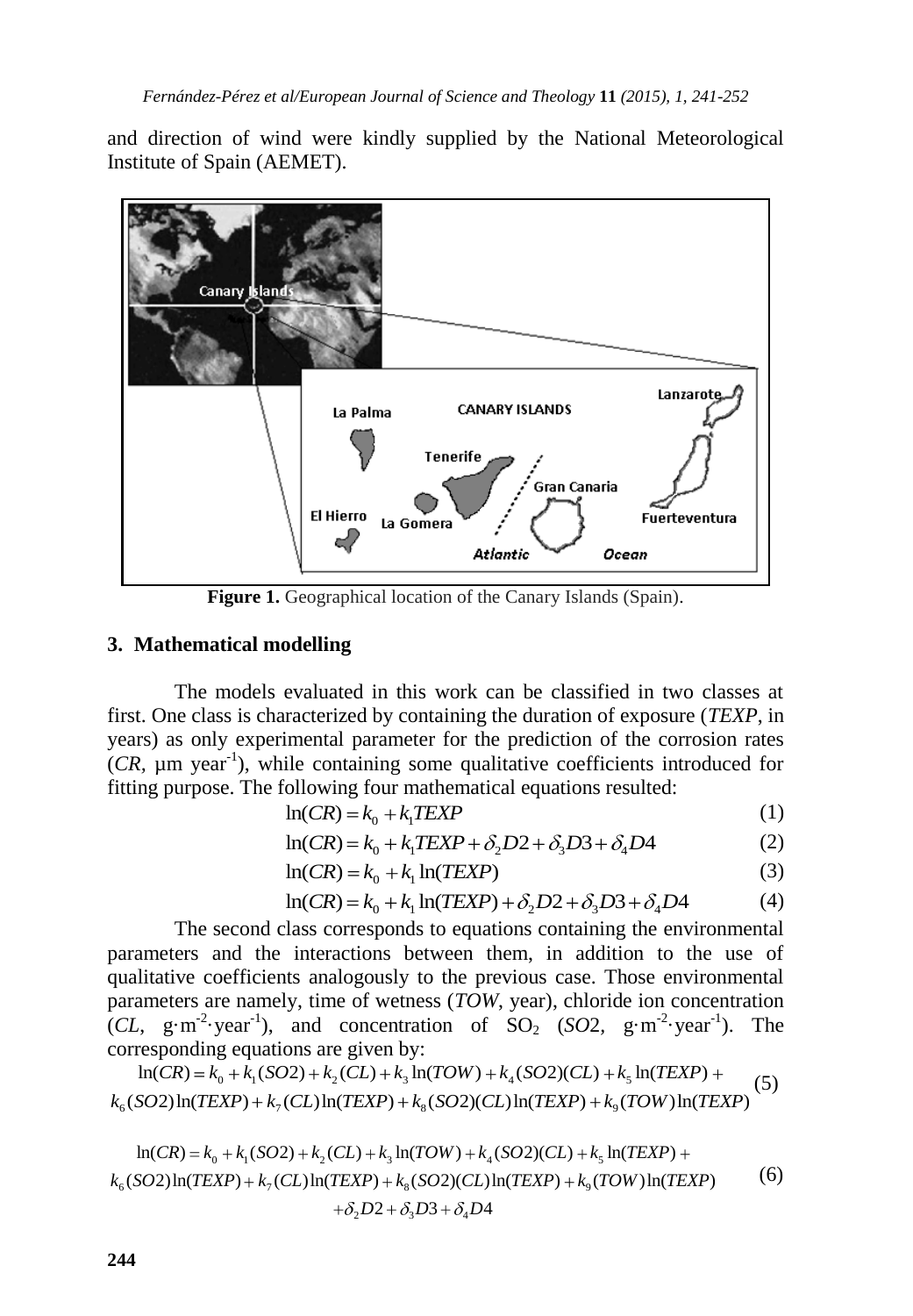and direction of wind were kindly supplied by the National Meteorological Institute of Spain (AEMET).

**Figure 1.** Geographical location of the Canary Islands (Spain).

## 3. Mathematical modelling

The models evaluated in this work can be classified in two classes at first. One class is characterized by containing the duration of exposure (*TEXP*, in years) as only experimental parameter for the prediction of the corrosion rates (*CR*, μm year$^{-1}$), while containing some qualitative coefficients introduced for fitting purpose. The following four mathematical equations resulted:

$$\ln(CR) = k_0 + k_1 TEXP \tag{1}$$

$$\ln(CR) = k_0 + k_1 TEXP + \delta_2 D2 + \delta_3 D3 + \delta_4 D4 \tag{2}$$

$$\ln(CR) = k_0 + k_1 \ln(TEXP) \tag{3}$$

$$\ln(CR) = k_0 + k_1 \ln(TEXP) + \delta_2 D2 + \delta_3 D3 + \delta_4 D4 \tag{4}$$

The second class corresponds to equations containing the environmental parameters and the interactions between them, in addition to the use of qualitative coefficients analogously to the previous case. Those environmental parameters are namely, time of wetness (*TOW*, year), chloride ion concentration (*CL*, g·m$^{-2}$·year$^{-1}$), and concentration of $SO_2$ (*SO2*, g·m$^{-2}$·year$^{-1}$). The corresponding equations are given by:

$$\begin{aligned} \ln(CR) = {} & k_0 + k_1(SO2) + k_2(CL) + k_3\ln(TOW) + k_4(SO2)(CL) + k_5\ln(TEXP) + \\ & k_6(SO2)\ln(TEXP) + k_7(CL)\ln(TEXP) + k_8(SO2)(CL)\ln(TEXP) + k_9(TOW)\ln(TEXP) \end{aligned} \tag{5}$$

$$\begin{aligned} \ln(CR) = {} & k_0 + k_1(SO2) + k_2(CL) + k_3\ln(TOW) + k_4(SO2)(CL) + k_5\ln(TEXP) + \\ & k_6(SO2)\ln(TEXP) + k_7(CL)\ln(TEXP) + k_8(SO2)(CL)\ln(TEXP) + k_9(TOW)\ln(TEXP) \\ & + \delta_2 D2 + \delta_3 D3 + \delta_4 D4 \end{aligned} \tag{6}$$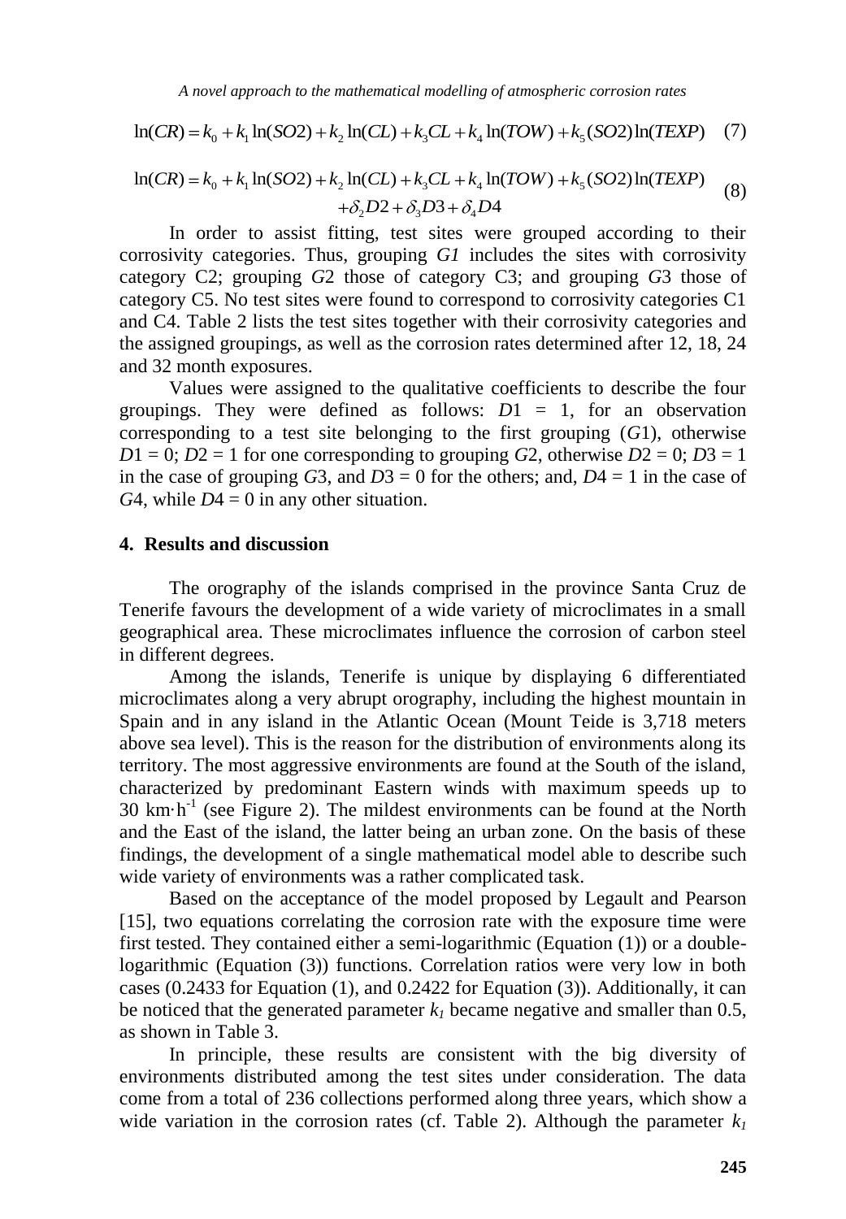$$\ln(CR) = k_0 + k_1 \ln(SO2) + k_2 \ln(CL) + k_3 CL + k_4 \ln(TOW) + k_5 (SO2)\ln(TEXP) \quad (7)$$

$$\ln(CR) = k_0 + k_1 \ln(SO2) + k_2 \ln(CL) + k_3 CL + k_4 \ln(TOW) + k_5 (SO2)\ln(TEXP) + \delta_2 D2 + \delta_3 D3 + \delta_4 D4 \quad (8)$$

In order to assist fitting, test sites were grouped according to their corrosivity categories. Thus, grouping *G1* includes the sites with corrosivity category C2; grouping *G*2 those of category C3; and grouping *G*3 those of category C5. No test sites were found to correspond to corrosivity categories C1 and C4. Table 2 lists the test sites together with their corrosivity categories and the assigned groupings, as well as the corrosion rates determined after 12, 18, 24 and 32 month exposures.

Values were assigned to the qualitative coefficients to describe the four groupings. They were defined as follows: $D1 = 1$, for an observation corresponding to a test site belonging to the first grouping (*G*1), otherwise $D1 = 0$; $D2 = 1$ for one corresponding to grouping *G*2, otherwise $D2 = 0$; $D3 = 1$ in the case of grouping *G*3, and $D3 = 0$ for the others; and, $D4 = 1$ in the case of *G*4, while $D4 = 0$ in any other situation.

## 4. Results and discussion

The orography of the islands comprised in the province Santa Cruz de Tenerife favours the development of a wide variety of microclimates in a small geographical area. These microclimates influence the corrosion of carbon steel in different degrees.

Among the islands, Tenerife is unique by displaying 6 differentiated microclimates along a very abrupt orography, including the highest mountain in Spain and in any island in the Atlantic Ocean (Mount Teide is 3,718 meters above sea level). This is the reason for the distribution of environments along its territory. The most aggressive environments are found at the South of the island, characterized by predominant Eastern winds with maximum speeds up to 30 $km \cdot h^{-1}$ (see Figure 2). The mildest environments can be found at the North and the East of the island, the latter being an urban zone. On the basis of these findings, the development of a single mathematical model able to describe such wide variety of environments was a rather complicated task.

Based on the acceptance of the model proposed by Legault and Pearson [15], two equations correlating the corrosion rate with the exposure time were first tested. They contained either a semi-logarithmic (Equation (1)) or a double-logarithmic (Equation (3)) functions. Correlation ratios were very low in both cases (0.2433 for Equation (1), and 0.2422 for Equation (3)). Additionally, it can be noticed that the generated parameter $k_1$ became negative and smaller than 0.5, as shown in Table 3.

In principle, these results are consistent with the big diversity of environments distributed among the test sites under consideration. The data come from a total of 236 collections performed along three years, which show a wide variation in the corrosion rates (cf. Table 2). Although the parameter $k_1$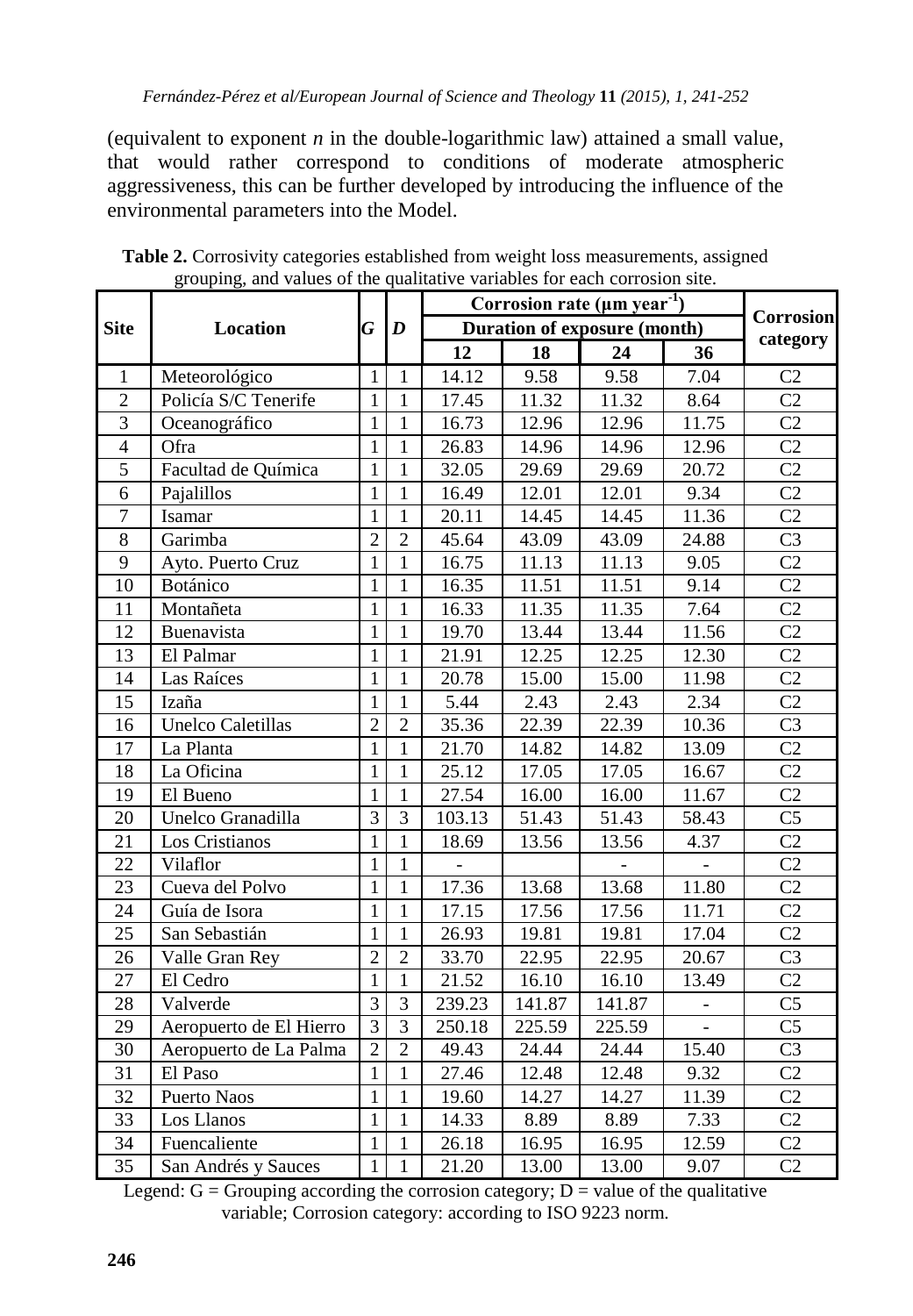(equivalent to exponent *n* in the double-logarithmic law) attained a small value, that would rather correspond to conditions of moderate atmospheric aggressiveness, this can be further developed by introducing the influence of the environmental parameters into the Model.

**Table 2.** Corrosivity categories established from weight loss measurements, assigned grouping, and values of the qualitative variables for each corrosion site.

| Site | Location | *G* | *D* | Corrosion rate (µm year$^{-1}$) | | | | Corrosion category |
|---|---|---|---|---|---|---|---|---|
| | | | | Duration of exposure (month) | | | | |
| | | | | 12 | 18 | 24 | 36 | |
| 1 | Meteorológico | 1 | 1 | 14.12 | 9.58 | 9.58 | 7.04 | C2 |
| 2 | Policía S/C Tenerife | 1 | 1 | 17.45 | 11.32 | 11.32 | 8.64 | C2 |
| 3 | Oceanográfico | 1 | 1 | 16.73 | 12.96 | 12.96 | 11.75 | C2 |
| 4 | Ofra | 1 | 1 | 26.83 | 14.96 | 14.96 | 12.96 | C2 |
| 5 | Facultad de Química | 1 | 1 | 32.05 | 29.69 | 29.69 | 20.72 | C2 |
| 6 | Pajalillos | 1 | 1 | 16.49 | 12.01 | 12.01 | 9.34 | C2 |
| 7 | Isamar | 1 | 1 | 20.11 | 14.45 | 14.45 | 11.36 | C2 |
| 8 | Garimba | 2 | 2 | 45.64 | 43.09 | 43.09 | 24.88 | C3 |
| 9 | Ayto. Puerto Cruz | 1 | 1 | 16.75 | 11.13 | 11.13 | 9.05 | C2 |
| 10 | Botánico | 1 | 1 | 16.35 | 11.51 | 11.51 | 9.14 | C2 |
| 11 | Montañeta | 1 | 1 | 16.33 | 11.35 | 11.35 | 7.64 | C2 |
| 12 | Buenavista | 1 | 1 | 19.70 | 13.44 | 13.44 | 11.56 | C2 |
| 13 | El Palmar | 1 | 1 | 21.91 | 12.25 | 12.25 | 12.30 | C2 |
| 14 | Las Raíces | 1 | 1 | 20.78 | 15.00 | 15.00 | 11.98 | C2 |
| 15 | Izaña | 1 | 1 | 5.44 | 2.43 | 2.43 | 2.34 | C2 |
| 16 | Unelco Caletillas | 2 | 2 | 35.36 | 22.39 | 22.39 | 10.36 | C3 |
| 17 | La Planta | 1 | 1 | 21.70 | 14.82 | 14.82 | 13.09 | C2 |
| 18 | La Oficina | 1 | 1 | 25.12 | 17.05 | 17.05 | 16.67 | C2 |
| 19 | El Bueno | 1 | 1 | 27.54 | 16.00 | 16.00 | 11.67 | C2 |
| 20 | Unelco Granadilla | 3 | 3 | 103.13 | 51.43 | 51.43 | 58.43 | C5 |
| 21 | Los Cristianos | 1 | 1 | 18.69 | 13.56 | 13.56 | 4.37 | C2 |
| 22 | Vilaflor | 1 | 1 | - | | - | - | C2 |
| 23 | Cueva del Polvo | 1 | 1 | 17.36 | 13.68 | 13.68 | 11.80 | C2 |
| 24 | Guía de Isora | 1 | 1 | 17.15 | 17.56 | 17.56 | 11.71 | C2 |
| 25 | San Sebastián | 1 | 1 | 26.93 | 19.81 | 19.81 | 17.04 | C2 |
| 26 | Valle Gran Rey | 2 | 2 | 33.70 | 22.95 | 22.95 | 20.67 | C3 |
| 27 | El Cedro | 1 | 1 | 21.52 | 16.10 | 16.10 | 13.49 | C2 |
| 28 | Valverde | 3 | 3 | 239.23 | 141.87 | 141.87 | - | C5 |
| 29 | Aeropuerto de El Hierro | 3 | 3 | 250.18 | 225.59 | 225.59 | - | C5 |
| 30 | Aeropuerto de La Palma | 2 | 2 | 49.43 | 24.44 | 24.44 | 15.40 | C3 |
| 31 | El Paso | 1 | 1 | 27.46 | 12.48 | 12.48 | 9.32 | C2 |
| 32 | Puerto Naos | 1 | 1 | 19.60 | 14.27 | 14.27 | 11.39 | C2 |
| 33 | Los Llanos | 1 | 1 | 14.33 | 8.89 | 8.89 | 7.33 | C2 |
| 34 | Fuencaliente | 1 | 1 | 26.18 | 16.95 | 16.95 | 12.59 | C2 |
| 35 | San Andrés y Sauces | 1 | 1 | 21.20 | 13.00 | 13.00 | 9.07 | C2 |

Legend: G = Grouping according the corrosion category; D = value of the qualitative variable; Corrosion category: according to ISO 9223 norm.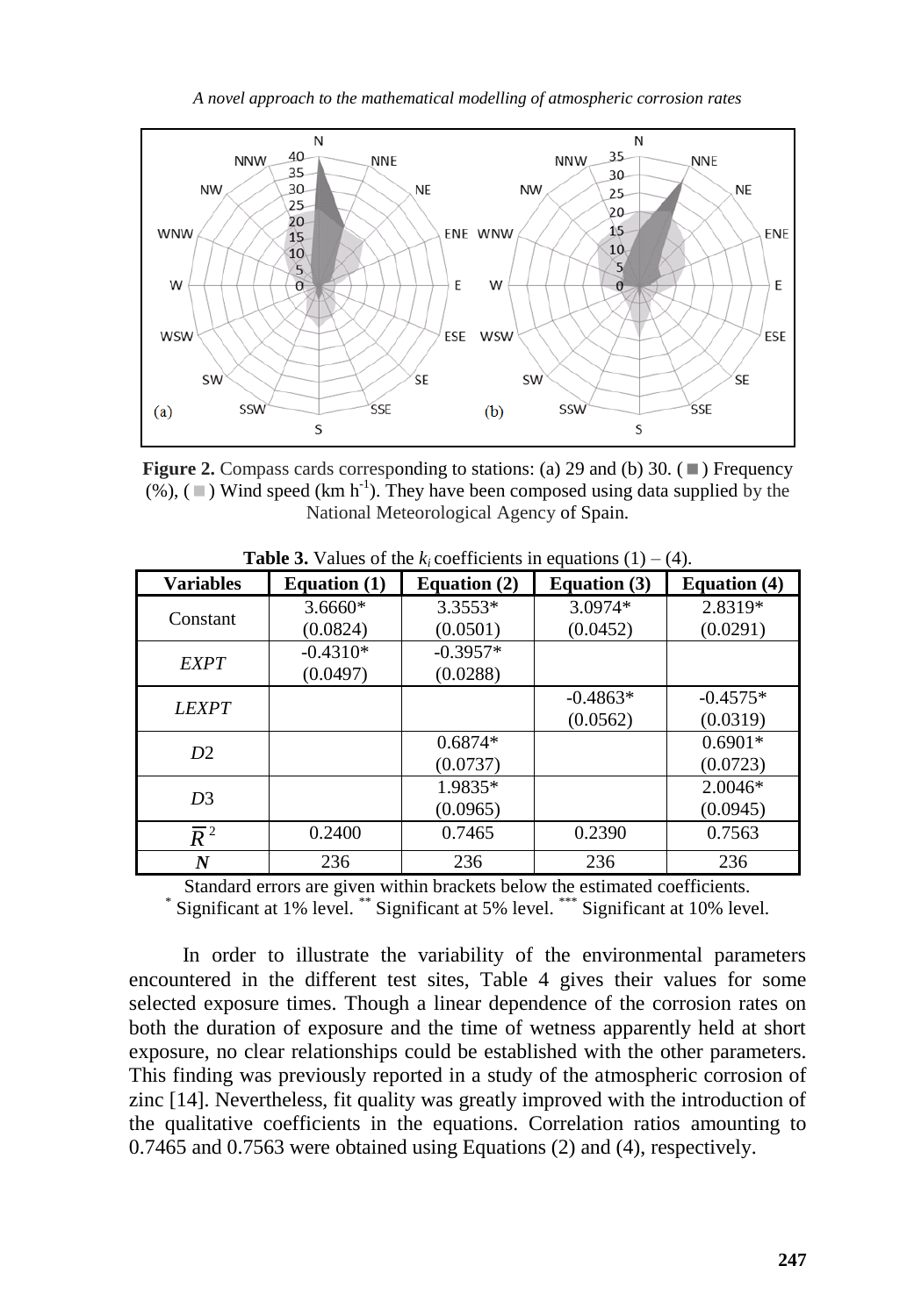**Figure 2.** Compass cards corresponding to stations: (a) 29 and (b) 30. (■) Frequency (%), (■) Wind speed (km $h^{-1}$). They have been composed using data supplied by the National Meteorological Agency of Spain.

**Table 3.** Values of the $k_i$ coefficients in equations (1) – (4).

| Variables | Equation (1) | Equation (2) | Equation (3) | Equation (4) |
|---|---|---|---|---|
| Constant | 3.6660* (0.0824) | 3.3553* (0.0501) | 3.0974* (0.0452) | 2.8319* (0.0291) |
| *EXPT* | -0.4310* (0.0497) | -0.3957* (0.0288) | | |
| *LEXPT* | | | -0.4863* (0.0562) | -0.4575* (0.0319) |
| *D*2 | | 0.6874* (0.0737) | | 0.6901* (0.0723) |
| *D*3 | | 1.9835* (0.0965) | | 2.0046* (0.0945) |
| $\overline{R}^2$ | 0.2400 | 0.7465 | 0.2390 | 0.7563 |
| ***N*** | 236 | 236 | 236 | 236 |

Standard errors are given within brackets below the estimated coefficients.
\* Significant at 1% level. ** Significant at 5% level. *** Significant at 10% level.

In order to illustrate the variability of the environmental parameters encountered in the different test sites, Table 4 gives their values for some selected exposure times. Though a linear dependence of the corrosion rates on both the duration of exposure and the time of wetness apparently held at short exposure, no clear relationships could be established with the other parameters. This finding was previously reported in a study of the atmospheric corrosion of zinc [14]. Nevertheless, fit quality was greatly improved with the introduction of the qualitative coefficients in the equations. Correlation ratios amounting to 0.7465 and 0.7563 were obtained using Equations (2) and (4), respectively.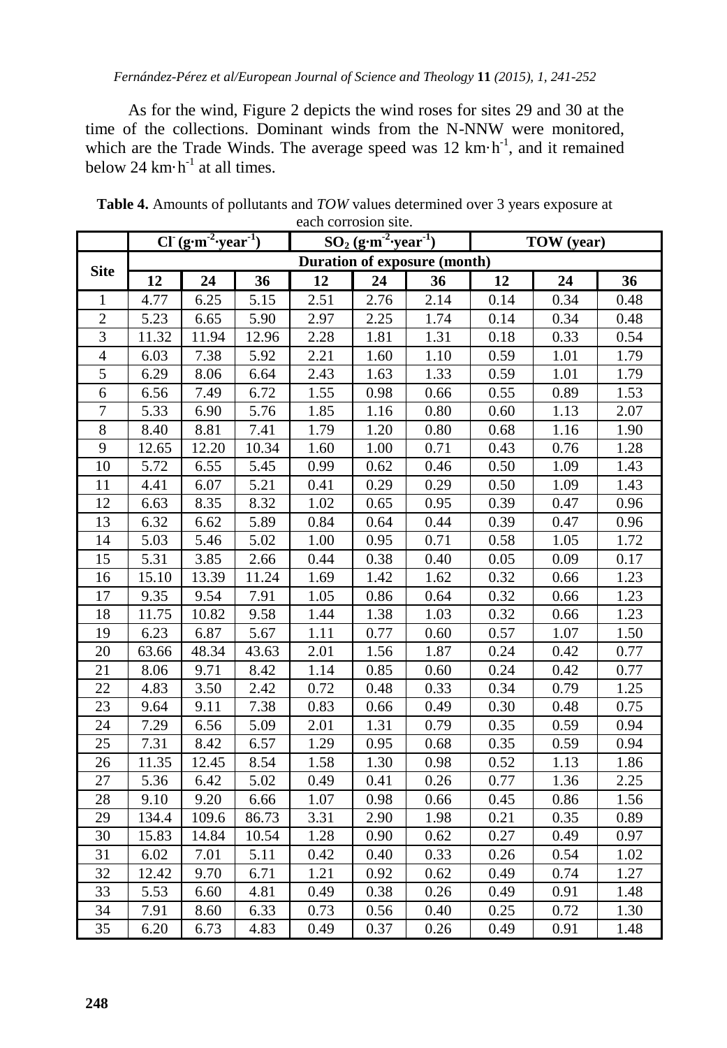As for the wind, Figure 2 depicts the wind roses for sites 29 and 30 at the time of the collections. Dominant winds from the N-NNW were monitored, which are the Trade Winds. The average speed was 12 $km \cdot h^{-1}$, and it remained below 24 $km \cdot h^{-1}$ at all times.

**Table 4.** Amounts of pollutants and *TOW* values determined over 3 years exposure at each corrosion site.

| Site | $Cl^-$ ($g \cdot m^{-2} \cdot year^{-1}$) | | | $SO_2$ ($g \cdot m^{-2} \cdot year^{-1}$) | | | TOW (year) | | |
|---|---|---|---|---|---|---|---|---|---|
| | Duration of exposure (month) | | | | | | | | |
| | 12 | 24 | 36 | 12 | 24 | 36 | 12 | 24 | 36 |
| 1 | 4.77 | 6.25 | 5.15 | 2.51 | 2.76 | 2.14 | 0.14 | 0.34 | 0.48 |
| 2 | 5.23 | 6.65 | 5.90 | 2.97 | 2.25 | 1.74 | 0.14 | 0.34 | 0.48 |
| 3 | 11.32 | 11.94 | 12.96 | 2.28 | 1.81 | 1.31 | 0.18 | 0.33 | 0.54 |
| 4 | 6.03 | 7.38 | 5.92 | 2.21 | 1.60 | 1.10 | 0.59 | 1.01 | 1.79 |
| 5 | 6.29 | 8.06 | 6.64 | 2.43 | 1.63 | 1.33 | 0.59 | 1.01 | 1.79 |
| 6 | 6.56 | 7.49 | 6.72 | 1.55 | 0.98 | 0.66 | 0.55 | 0.89 | 1.53 |
| 7 | 5.33 | 6.90 | 5.76 | 1.85 | 1.16 | 0.80 | 0.60 | 1.13 | 2.07 |
| 8 | 8.40 | 8.81 | 7.41 | 1.79 | 1.20 | 0.80 | 0.68 | 1.16 | 1.90 |
| 9 | 12.65 | 12.20 | 10.34 | 1.60 | 1.00 | 0.71 | 0.43 | 0.76 | 1.28 |
| 10 | 5.72 | 6.55 | 5.45 | 0.99 | 0.62 | 0.46 | 0.50 | 1.09 | 1.43 |
| 11 | 4.41 | 6.07 | 5.21 | 0.41 | 0.29 | 0.29 | 0.50 | 1.09 | 1.43 |
| 12 | 6.63 | 8.35 | 8.32 | 1.02 | 0.65 | 0.95 | 0.39 | 0.47 | 0.96 |
| 13 | 6.32 | 6.62 | 5.89 | 0.84 | 0.64 | 0.44 | 0.39 | 0.47 | 0.96 |
| 14 | 5.03 | 5.46 | 5.02 | 1.00 | 0.95 | 0.71 | 0.58 | 1.05 | 1.72 |
| 15 | 5.31 | 3.85 | 2.66 | 0.44 | 0.38 | 0.40 | 0.05 | 0.09 | 0.17 |
| 16 | 15.10 | 13.39 | 11.24 | 1.69 | 1.42 | 1.62 | 0.32 | 0.66 | 1.23 |
| 17 | 9.35 | 9.54 | 7.91 | 1.05 | 0.86 | 0.64 | 0.32 | 0.66 | 1.23 |
| 18 | 11.75 | 10.82 | 9.58 | 1.44 | 1.38 | 1.03 | 0.32 | 0.66 | 1.23 |
| 19 | 6.23 | 6.87 | 5.67 | 1.11 | 0.77 | 0.60 | 0.57 | 1.07 | 1.50 |
| 20 | 63.66 | 48.34 | 43.63 | 2.01 | 1.56 | 1.87 | 0.24 | 0.42 | 0.77 |
| 21 | 8.06 | 9.71 | 8.42 | 1.14 | 0.85 | 0.60 | 0.24 | 0.42 | 0.77 |
| 22 | 4.83 | 3.50 | 2.42 | 0.72 | 0.48 | 0.33 | 0.34 | 0.79 | 1.25 |
| 23 | 9.64 | 9.11 | 7.38 | 0.83 | 0.66 | 0.49 | 0.30 | 0.48 | 0.75 |
| 24 | 7.29 | 6.56 | 5.09 | 2.01 | 1.31 | 0.79 | 0.35 | 0.59 | 0.94 |
| 25 | 7.31 | 8.42 | 6.57 | 1.29 | 0.95 | 0.68 | 0.35 | 0.59 | 0.94 |
| 26 | 11.35 | 12.45 | 8.54 | 1.58 | 1.30 | 0.98 | 0.52 | 1.13 | 1.86 |
| 27 | 5.36 | 6.42 | 5.02 | 0.49 | 0.41 | 0.26 | 0.77 | 1.36 | 2.25 |
| 28 | 9.10 | 9.20 | 6.66 | 1.07 | 0.98 | 0.66 | 0.45 | 0.86 | 1.56 |
| 29 | 134.4 | 109.6 | 86.73 | 3.31 | 2.90 | 1.98 | 0.21 | 0.35 | 0.89 |
| 30 | 15.83 | 14.84 | 10.54 | 1.28 | 0.90 | 0.62 | 0.27 | 0.49 | 0.97 |
| 31 | 6.02 | 7.01 | 5.11 | 0.42 | 0.40 | 0.33 | 0.26 | 0.54 | 1.02 |
| 32 | 12.42 | 9.70 | 6.71 | 1.21 | 0.92 | 0.62 | 0.49 | 0.74 | 1.27 |
| 33 | 5.53 | 6.60 | 4.81 | 0.49 | 0.38 | 0.26 | 0.49 | 0.91 | 1.48 |
| 34 | 7.91 | 8.60 | 6.33 | 0.73 | 0.56 | 0.40 | 0.25 | 0.72 | 1.30 |
| 35 | 6.20 | 6.73 | 4.83 | 0.49 | 0.37 | 0.26 | 0.49 | 0.91 | 1.48 |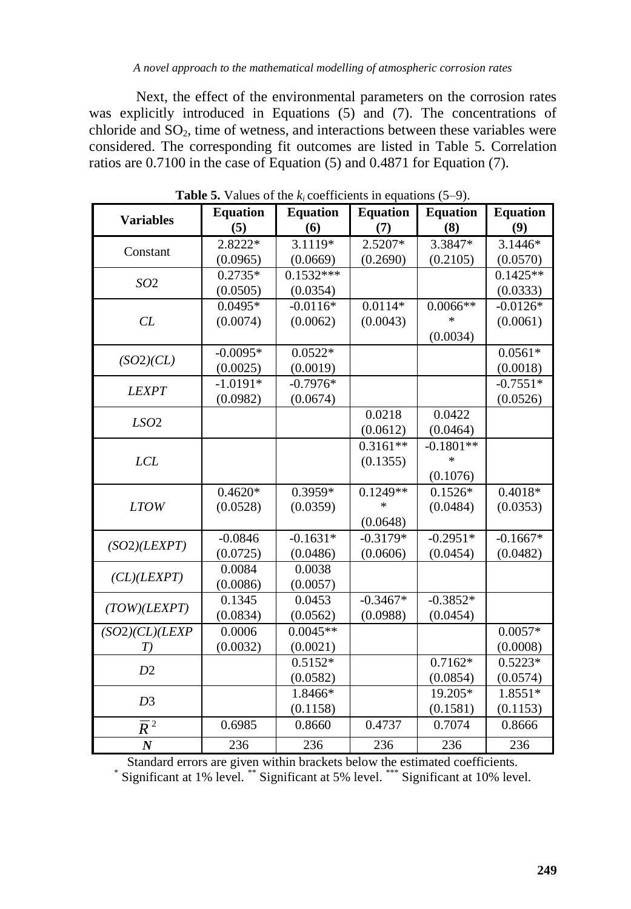Next, the effect of the environmental parameters on the corrosion rates was explicitly introduced in Equations (5) and (7). The concentrations of chloride and $SO_2$, time of wetness, and interactions between these variables were considered. The corresponding fit outcomes are listed in Table 5. Correlation ratios are 0.7100 in the case of Equation (5) and 0.4871 for Equation (7).

**Table 5.** Values of the $k_i$ coefficients in equations (5–9).

| Variables | Equation (5) | Equation (6) | Equation (7) | Equation (8) | Equation (9) |
|---|---|---|---|---|---|
| Constant | 2.8222* (0.0965) | 3.1119* (0.0669) | 2.5207* (0.2690) | 3.3847* (0.2105) | 3.1446* (0.0570) |
| *SO*2 | 0.2735* (0.0505) | 0.1532*** (0.0354) | | | 0.1425** (0.0333) |
| *CL* | 0.0495* (0.0074) | -0.0116* (0.0062) | 0.0114* (0.0043) | 0.0066*** (0.0034) | -0.0126* (0.0061) |
| *(SO2)(CL)* | -0.0095* (0.0025) | 0.0522* (0.0019) | | | 0.0561* (0.0018) |
| *LEXPT* | -1.0191* (0.0982) | -0.7976* (0.0674) | | | -0.7551* (0.0526) |
| *LSO*2 | | | 0.0218 (0.0612) | 0.0422 (0.0464) | |
| *LCL* | | | 0.3161** (0.1355) | -0.1801*** (0.1076) | |
| *LTOW* | 0.4620* (0.0528) | 0.3959* (0.0359) | 0.1249*** (0.0648) | 0.1526* (0.0484) | 0.4018* (0.0353) |
| *(SO2)(LEXPT)* | -0.0846 (0.0725) | -0.1631* (0.0486) | -0.3179* (0.0606) | -0.2951* (0.0454) | -0.1667* (0.0482) |
| *(CL)(LEXPT)* | 0.0084 (0.0086) | 0.0038 (0.0057) | | | |
| *(TOW)(LEXPT)* | 0.1345 (0.0834) | 0.0453 (0.0562) | -0.3467* (0.0988) | -0.3852* (0.0454) | |
| *(SO2)(CL)(LEXPT)* | 0.0006 (0.0032) | 0.0045** (0.0021) | | | 0.0057* (0.0008) |
| *D*2 | | 0.5152* (0.0582) | | 0.7162* (0.0854) | 0.5223* (0.0574) |
| *D*3 | | 1.8466* (0.1158) | | 19.205* (0.1581) | 1.8551* (0.1153) |
| $\overline{R}^2$ | 0.6985 | 0.8660 | 0.4737 | 0.7074 | 0.8666 |
| ***N*** | 236 | 236 | 236 | 236 | 236 |

Standard errors are given within brackets below the estimated coefficients.
[*] Significant at 1% level. [**] Significant at 5% level. [***] Significant at 10% level.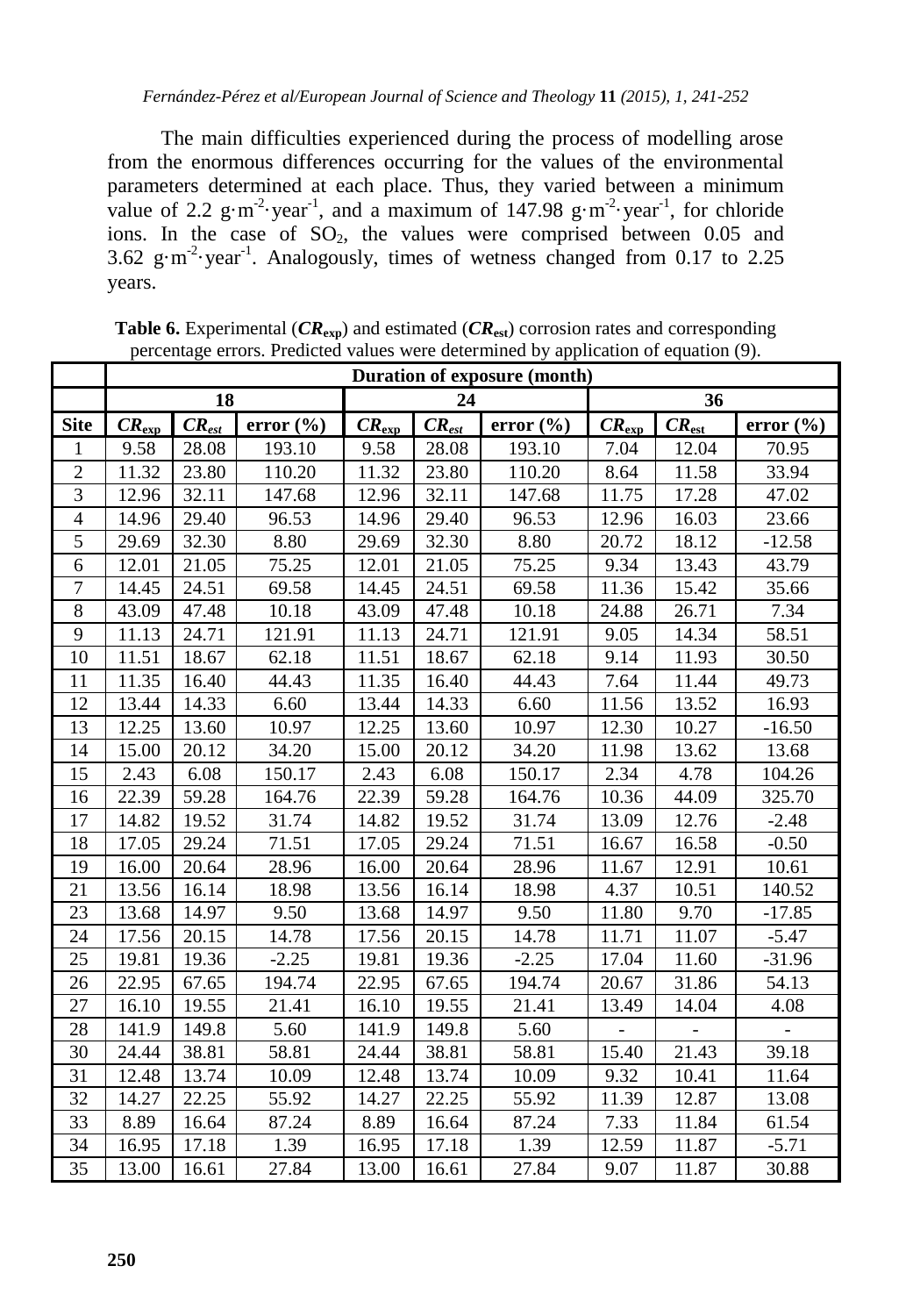The main difficulties experienced during the process of modelling arose from the enormous differences occurring for the values of the environmental parameters determined at each place. Thus, they varied between a minimum value of 2.2 $g \cdot m^{-2} \cdot year^{-1}$, and a maximum of 147.98 $g \cdot m^{-2} \cdot year^{-1}$, for chloride ions. In the case of $SO_2$, the values were comprised between 0.05 and 3.62 $g \cdot m^{-2} \cdot year^{-1}$. Analogously, times of wetness changed from 0.17 to 2.25 years.

**Table 6.** Experimental ($CR_{exp}$) and estimated ($CR_{est}$) corrosion rates and corresponding percentage errors. Predicted values were determined by application of equation (9).

| | Duration of exposure (month) | | | | | | | | |
|---|---|---|---|---|---|---|---|---|---|
| | 18 | | | 24 | | | 36 | | |
| **Site** | $CR_{exp}$ | $CR_{est}$ | **error (%)** | $CR_{exp}$ | $CR_{est}$ | **error (%)** | $CR_{exp}$ | $CR_{est}$ | **error (%)** |
| 1 | 9.58 | 28.08 | 193.10 | 9.58 | 28.08 | 193.10 | 7.04 | 12.04 | 70.95 |
| 2 | 11.32 | 23.80 | 110.20 | 11.32 | 23.80 | 110.20 | 8.64 | 11.58 | 33.94 |
| 3 | 12.96 | 32.11 | 147.68 | 12.96 | 32.11 | 147.68 | 11.75 | 17.28 | 47.02 |
| 4 | 14.96 | 29.40 | 96.53 | 14.96 | 29.40 | 96.53 | 12.96 | 16.03 | 23.66 |
| 5 | 29.69 | 32.30 | 8.80 | 29.69 | 32.30 | 8.80 | 20.72 | 18.12 | -12.58 |
| 6 | 12.01 | 21.05 | 75.25 | 12.01 | 21.05 | 75.25 | 9.34 | 13.43 | 43.79 |
| 7 | 14.45 | 24.51 | 69.58 | 14.45 | 24.51 | 69.58 | 11.36 | 15.42 | 35.66 |
| 8 | 43.09 | 47.48 | 10.18 | 43.09 | 47.48 | 10.18 | 24.88 | 26.71 | 7.34 |
| 9 | 11.13 | 24.71 | 121.91 | 11.13 | 24.71 | 121.91 | 9.05 | 14.34 | 58.51 |
| 10 | 11.51 | 18.67 | 62.18 | 11.51 | 18.67 | 62.18 | 9.14 | 11.93 | 30.50 |
| 11 | 11.35 | 16.40 | 44.43 | 11.35 | 16.40 | 44.43 | 7.64 | 11.44 | 49.73 |
| 12 | 13.44 | 14.33 | 6.60 | 13.44 | 14.33 | 6.60 | 11.56 | 13.52 | 16.93 |
| 13 | 12.25 | 13.60 | 10.97 | 12.25 | 13.60 | 10.97 | 12.30 | 10.27 | -16.50 |
| 14 | 15.00 | 20.12 | 34.20 | 15.00 | 20.12 | 34.20 | 11.98 | 13.62 | 13.68 |
| 15 | 2.43 | 6.08 | 150.17 | 2.43 | 6.08 | 150.17 | 2.34 | 4.78 | 104.26 |
| 16 | 22.39 | 59.28 | 164.76 | 22.39 | 59.28 | 164.76 | 10.36 | 44.09 | 325.70 |
| 17 | 14.82 | 19.52 | 31.74 | 14.82 | 19.52 | 31.74 | 13.09 | 12.76 | -2.48 |
| 18 | 17.05 | 29.24 | 71.51 | 17.05 | 29.24 | 71.51 | 16.67 | 16.58 | -0.50 |
| 19 | 16.00 | 20.64 | 28.96 | 16.00 | 20.64 | 28.96 | 11.67 | 12.91 | 10.61 |
| 21 | 13.56 | 16.14 | 18.98 | 13.56 | 16.14 | 18.98 | 4.37 | 10.51 | 140.52 |
| 23 | 13.68 | 14.97 | 9.50 | 13.68 | 14.97 | 9.50 | 11.80 | 9.70 | -17.85 |
| 24 | 17.56 | 20.15 | 14.78 | 17.56 | 20.15 | 14.78 | 11.71 | 11.07 | -5.47 |
| 25 | 19.81 | 19.36 | -2.25 | 19.81 | 19.36 | -2.25 | 17.04 | 11.60 | -31.96 |
| 26 | 22.95 | 67.65 | 194.74 | 22.95 | 67.65 | 194.74 | 20.67 | 31.86 | 54.13 |
| 27 | 16.10 | 19.55 | 21.41 | 16.10 | 19.55 | 21.41 | 13.49 | 14.04 | 4.08 |
| 28 | 141.9 | 149.8 | 5.60 | 141.9 | 149.8 | 5.60 | - | - | - |
| 30 | 24.44 | 38.81 | 58.81 | 24.44 | 38.81 | 58.81 | 15.40 | 21.43 | 39.18 |
| 31 | 12.48 | 13.74 | 10.09 | 12.48 | 13.74 | 10.09 | 9.32 | 10.41 | 11.64 |
| 32 | 14.27 | 22.25 | 55.92 | 14.27 | 22.25 | 55.92 | 11.39 | 12.87 | 13.08 |
| 33 | 8.89 | 16.64 | 87.24 | 8.89 | 16.64 | 87.24 | 7.33 | 11.84 | 61.54 |
| 34 | 16.95 | 17.18 | 1.39 | 16.95 | 17.18 | 1.39 | 12.59 | 11.87 | -5.71 |
| 35 | 13.00 | 16.61 | 27.84 | 13.00 | 16.61 | 27.84 | 9.07 | 11.87 | 30.88 |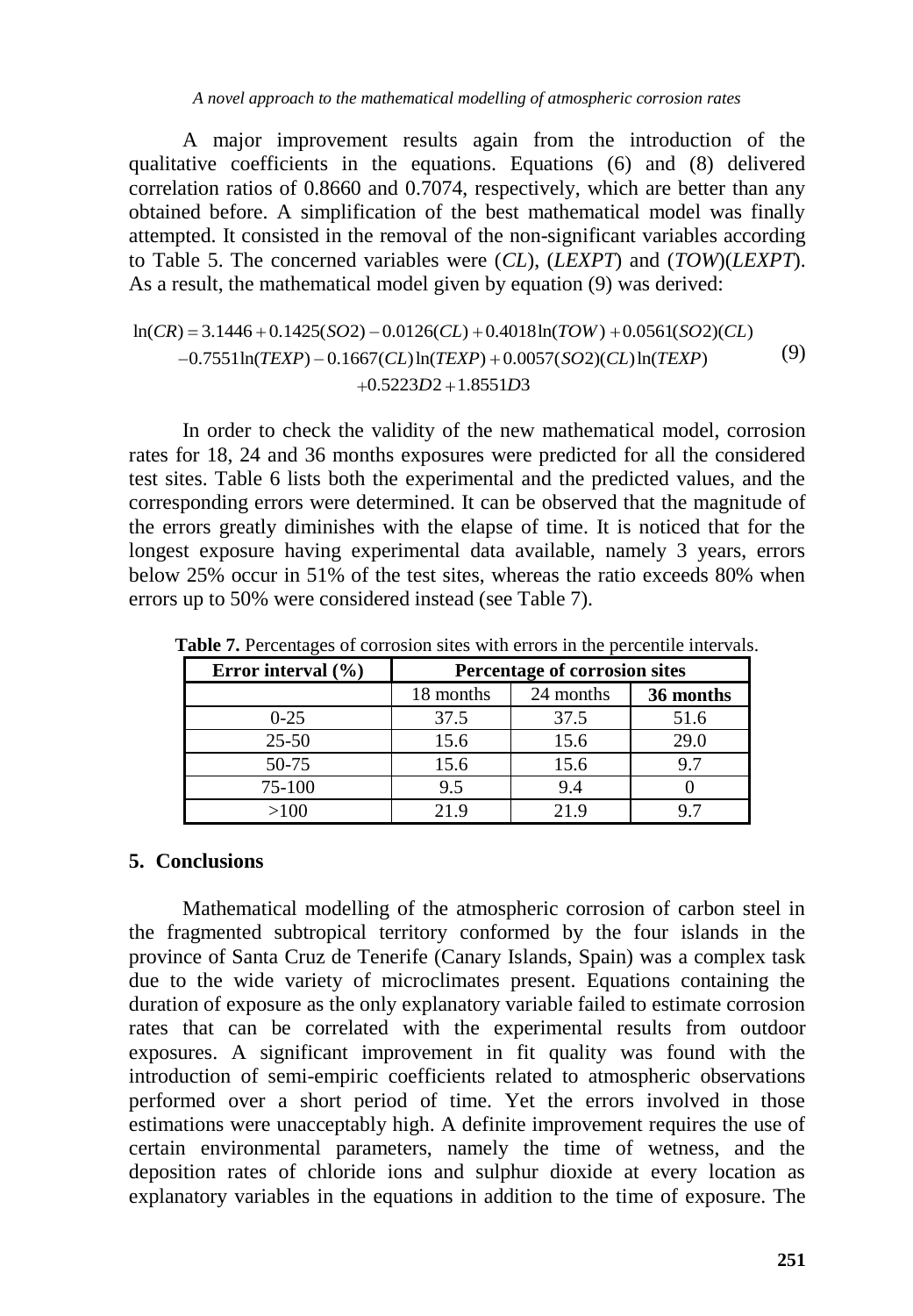A major improvement results again from the introduction of the qualitative coefficients in the equations. Equations (6) and (8) delivered correlation ratios of 0.8660 and 0.7074, respectively, which are better than any obtained before. A simplification of the best mathematical model was finally attempted. It consisted in the removal of the non-significant variables according to Table 5. The concerned variables were (*CL*), (*LEXPT*) and (*TOW*)(*LEXPT*). As a result, the mathematical model given by equation (9) was derived:

$$
\begin{aligned}
\ln(CR) = {} & 3.1446 + 0.1425(SO2) - 0.0126(CL) + 0.4018\ln(TOW) + 0.0561(SO2)(CL) \\
& -0.7551\ln(TEXP) - 0.1667(CL)\ln(TEXP) + 0.0057(SO2)(CL)\ln(TEXP) \\
& +0.5223D2 + 1.8551D3
\end{aligned}
\tag{9}
$$

In order to check the validity of the new mathematical model, corrosion rates for 18, 24 and 36 months exposures were predicted for all the considered test sites. Table 6 lists both the experimental and the predicted values, and the corresponding errors were determined. It can be observed that the magnitude of the errors greatly diminishes with the elapse of time. It is noticed that for the longest exposure having experimental data available, namely 3 years, errors below 25% occur in 51% of the test sites, whereas the ratio exceeds 80% when errors up to 50% were considered instead (see Table 7).

**Table 7.** Percentages of corrosion sites with errors in the percentile intervals.

| Error interval (%) | Percentage of corrosion sites | | |
|---|---|---|---|
| | 18 months | 24 months | **36 months** |
| 0-25 | 37.5 | 37.5 | 51.6 |
| 25-50 | 15.6 | 15.6 | 29.0 |
| 50-75 | 15.6 | 15.6 | 9.7 |
| 75-100 | 9.5 | 9.4 | 0 |
| >100 | 21.9 | 21.9 | 9.7 |

## 5. Conclusions

Mathematical modelling of the atmospheric corrosion of carbon steel in the fragmented subtropical territory conformed by the four islands in the province of Santa Cruz de Tenerife (Canary Islands, Spain) was a complex task due to the wide variety of microclimates present. Equations containing the duration of exposure as the only explanatory variable failed to estimate corrosion rates that can be correlated with the experimental results from outdoor exposures. A significant improvement in fit quality was found with the introduction of semi-empiric coefficients related to atmospheric observations performed over a short period of time. Yet the errors involved in those estimations were unacceptably high. A definite improvement requires the use of certain environmental parameters, namely the time of wetness, and the deposition rates of chloride ions and sulphur dioxide at every location as explanatory variables in the equations in addition to the time of exposure. The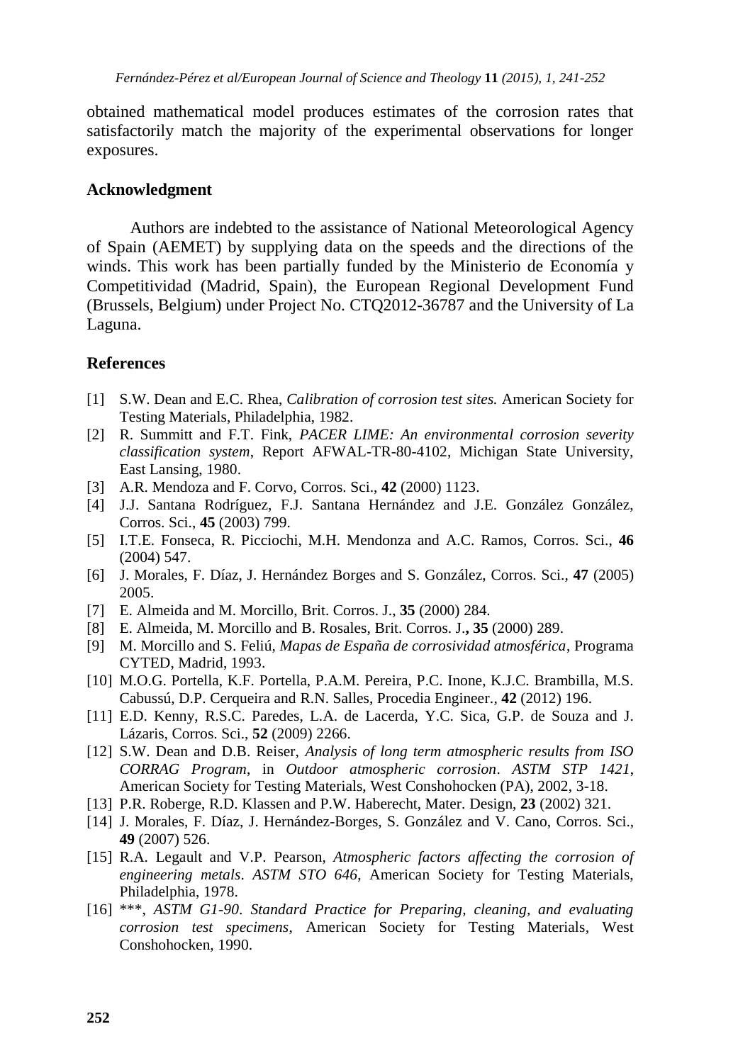obtained mathematical model produces estimates of the corrosion rates that satisfactorily match the majority of the experimental observations for longer exposures.

## Acknowledgment

Authors are indebted to the assistance of National Meteorological Agency of Spain (AEMET) by supplying data on the speeds and the directions of the winds. This work has been partially funded by the Ministerio de Economía y Competitividad (Madrid, Spain), the European Regional Development Fund (Brussels, Belgium) under Project No. CTQ2012-36787 and the University of La Laguna.

## References

[1] S.W. Dean and E.C. Rhea, *Calibration of corrosion test sites.* American Society for Testing Materials, Philadelphia, 1982.

[2] R. Summitt and F.T. Fink, *PACER LIME: An environmental corrosion severity classification system*, Report AFWAL-TR-80-4102, Michigan State University, East Lansing, 1980.

[3] A.R. Mendoza and F. Corvo, Corros. Sci., **42** (2000) 1123.

[4] J.J. Santana Rodríguez, F.J. Santana Hernández and J.E. González González, Corros. Sci., **45** (2003) 799.

[5] I.T.E. Fonseca, R. Picciochi, M.H. Mendonza and A.C. Ramos, Corros. Sci., **46** (2004) 547.

[6] J. Morales, F. Díaz, J. Hernández Borges and S. González, Corros. Sci., **47** (2005) 2005.

[7] E. Almeida and M. Morcillo, Brit. Corros. J., **35** (2000) 284.

[8] E. Almeida, M. Morcillo and B. Rosales, Brit. Corros. J.**,** **35** (2000) 289.

[9] M. Morcillo and S. Feliú, *Mapas de España de corrosividad atmosférica*, Programa CYTED, Madrid, 1993.

[10] M.O.G. Portella, K.F. Portella, P.A.M. Pereira, P.C. Inone, K.J.C. Brambilla, M.S. Cabussú, D.P. Cerqueira and R.N. Salles, Procedia Engineer., **42** (2012) 196.

[11] E.D. Kenny, R.S.C. Paredes, L.A. de Lacerda, Y.C. Sica, G.P. de Souza and J. Lázaris, Corros. Sci., **52** (2009) 2266.

[12] S.W. Dean and D.B. Reiser, *Analysis of long term atmospheric results from ISO CORRAG Program*, in *Outdoor atmospheric corrosion*. *ASTM STP 1421*, American Society for Testing Materials, West Conshohocken (PA), 2002, 3-18.

[13] P.R. Roberge, R.D. Klassen and P.W. Haberecht, Mater. Design, **23** (2002) 321.

[14] J. Morales, F. Díaz, J. Hernández-Borges, S. González and V. Cano, Corros. Sci., **49** (2007) 526.

[15] R.A. Legault and V.P. Pearson, *Atmospheric factors affecting the corrosion of engineering metals*. *ASTM STO 646*, American Society for Testing Materials, Philadelphia, 1978.

[16] \*\*\*, *ASTM G1-90. Standard Practice for Preparing, cleaning, and evaluating corrosion test specimens*, American Society for Testing Materials, West Conshohocken, 1990.